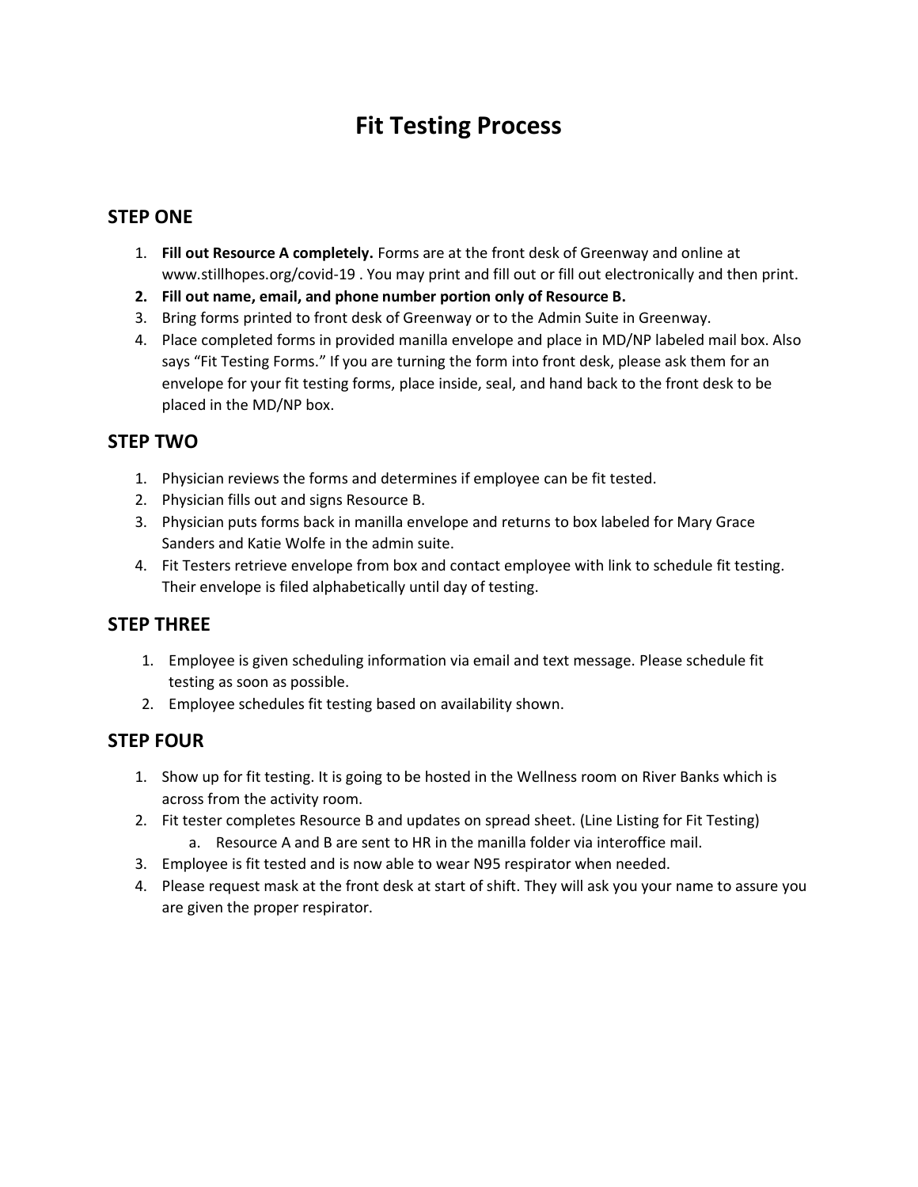# Fit Testing Process

## STEP ONE

1. **Fill out Resource A completely.** Forms are at the front desk of Greenway and online at www.stillhopes.org/covid-19 . You may print and fill out or fill out electronically and then print.
2. **Fill out name, email, and phone number portion only of Resource B.**
3. Bring forms printed to front desk of Greenway or to the Admin Suite in Greenway.
4. Place completed forms in provided manilla envelope and place in MD/NP labeled mail box. Also says "Fit Testing Forms." If you are turning the form into front desk, please ask them for an envelope for your fit testing forms, place inside, seal, and hand back to the front desk to be placed in the MD/NP box.

## STEP TWO

1. Physician reviews the forms and determines if employee can be fit tested.
2. Physician fills out and signs Resource B.
3. Physician puts forms back in manilla envelope and returns to box labeled for Mary Grace Sanders and Katie Wolfe in the admin suite.
4. Fit Testers retrieve envelope from box and contact employee with link to schedule fit testing. Their envelope is filed alphabetically until day of testing.

## STEP THREE

1. Employee is given scheduling information via email and text message. Please schedule fit testing as soon as possible.
2. Employee schedules fit testing based on availability shown.

## STEP FOUR

1. Show up for fit testing. It is going to be hosted in the Wellness room on River Banks which is across from the activity room.
2. Fit tester completes Resource B and updates on spread sheet. (Line Listing for Fit Testing)
   a. Resource A and B are sent to HR in the manilla folder via interoffice mail.
3. Employee is fit tested and is now able to wear N95 respirator when needed.
4. Please request mask at the front desk at start of shift. They will ask you your name to assure you are given the proper respirator.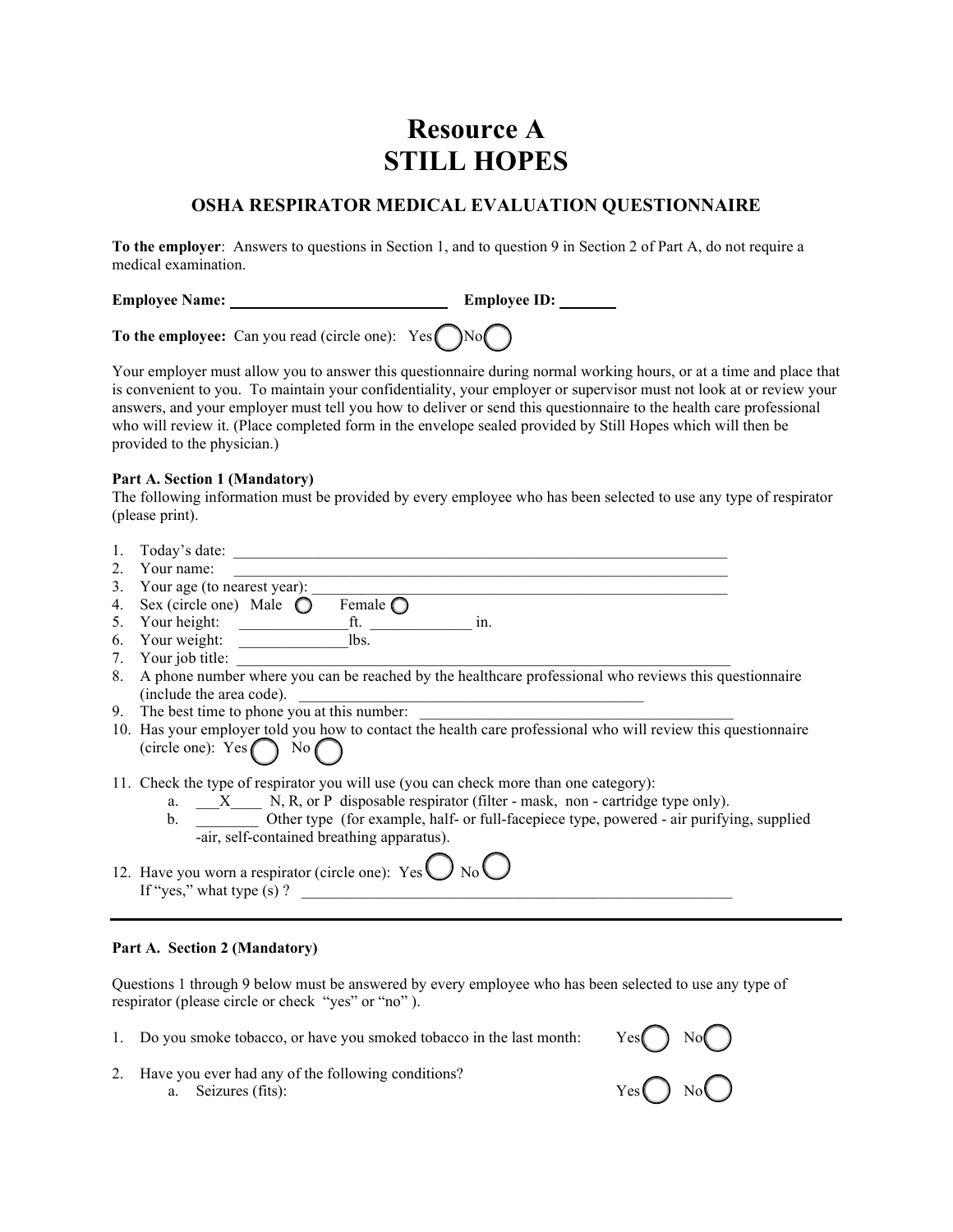# Resource A
# STILL HOPES

## OSHA RESPIRATOR MEDICAL EVALUATION QUESTIONNAIRE

**To the employer**: Answers to questions in Section 1, and to question 9 in Section 2 of Part A, do not require a medical examination.

**Employee Name:** ____________________________ **Employee ID:** _______

**To the employee:** Can you read (circle one): Yes ◯ No ◯

Your employer must allow you to answer this questionnaire during normal working hours, or at a time and place that is convenient to you. To maintain your confidentiality, your employer or supervisor must not look at or review your answers, and your employer must tell you how to deliver or send this questionnaire to the health care professional who will review it. (Place completed form in the envelope sealed provided by Still Hopes which will then be provided to the physician.)

**Part A. Section 1 (Mandatory)**
The following information must be provided by every employee who has been selected to use any type of respirator (please print).

1. Today's date: ______________________________________________________________
2. Your name: ______________________________________________________________
3. Your age (to nearest year): ______________________________________________________
4. Sex (circle one) Male ◯ Female ◯
5. Your height: ______________ft. _____________ in.
6. Your weight: ______________lbs.
7. Your job title: ______________________________________________________________
8. A phone number where you can be reached by the healthcare professional who reviews this questionnaire (include the area code). ____________________________________________
9. The best time to phone you at this number: ____________________________________________
10. Has your employer told you how to contact the health care professional who will review this questionnaire (circle one): Yes ◯ No ◯
11. Check the type of respirator you will use (you can check more than one category):
    a. ___X____ N, R, or P disposable respirator (filter - mask, non - cartridge type only).
    b. ________ Other type (for example, half- or full-facepiece type, powered - air purifying, supplied -air, self-contained breathing apparatus).
12. Have you worn a respirator (circle one): Yes ◯ No ◯
    If "yes," what type (s) ? ______________________________________________________

---

**Part A. Section 2 (Mandatory)**

Questions 1 through 9 below must be answered by every employee who has been selected to use any type of respirator (please circle or check "yes" or "no" ).

1. Do you smoke tobacco, or have you smoked tobacco in the last month: Yes ◯ No ◯
2. Have you ever had any of the following conditions?
    a. Seizures (fits): Yes ◯ No ◯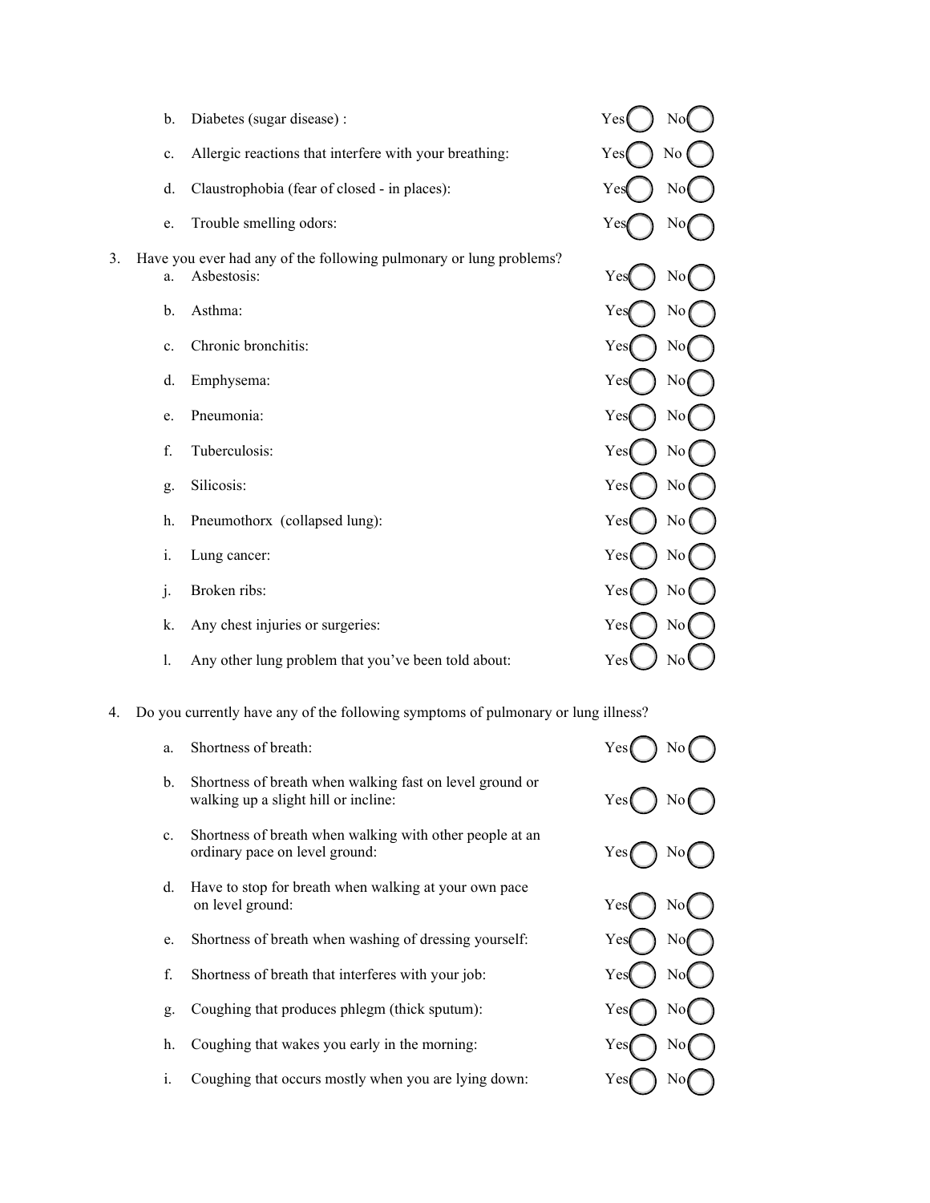b. Diabetes (sugar disease) : Yes ◯ No ◯

c. Allergic reactions that interfere with your breathing: Yes ◯ No ◯

d. Claustrophobia (fear of closed - in places): Yes ◯ No ◯

e. Trouble smelling odors: Yes ◯ No ◯

3. Have you ever had any of the following pulmonary or lung problems?

    a. Asbestosis: Yes ◯ No ◯

    b. Asthma: Yes ◯ No ◯

    c. Chronic bronchitis: Yes ◯ No ◯

    d. Emphysema: Yes ◯ No ◯

    e. Pneumonia: Yes ◯ No ◯

    f. Tuberculosis: Yes ◯ No ◯

    g. Silicosis: Yes ◯ No ◯

    h. Pneumothorx (collapsed lung): Yes ◯ No ◯

    i. Lung cancer: Yes ◯ No ◯

    j. Broken ribs: Yes ◯ No ◯

    k. Any chest injuries or surgeries: Yes ◯ No ◯

    l. Any other lung problem that you've been told about: Yes ◯ No ◯

4. Do you currently have any of the following symptoms of pulmonary or lung illness?

    a. Shortness of breath: Yes ◯ No ◯

    b. Shortness of breath when walking fast on level ground or walking up a slight hill or incline: Yes ◯ No ◯

    c. Shortness of breath when walking with other people at an ordinary pace on level ground: Yes ◯ No ◯

    d. Have to stop for breath when walking at your own pace on level ground: Yes ◯ No ◯

    e. Shortness of breath when washing of dressing yourself: Yes ◯ No ◯

    f. Shortness of breath that interferes with your job: Yes ◯ No ◯

    g. Coughing that produces phlegm (thick sputum): Yes ◯ No ◯

    h. Coughing that wakes you early in the morning: Yes ◯ No ◯

    i. Coughing that occurs mostly when you are lying down: Yes ◯ No ◯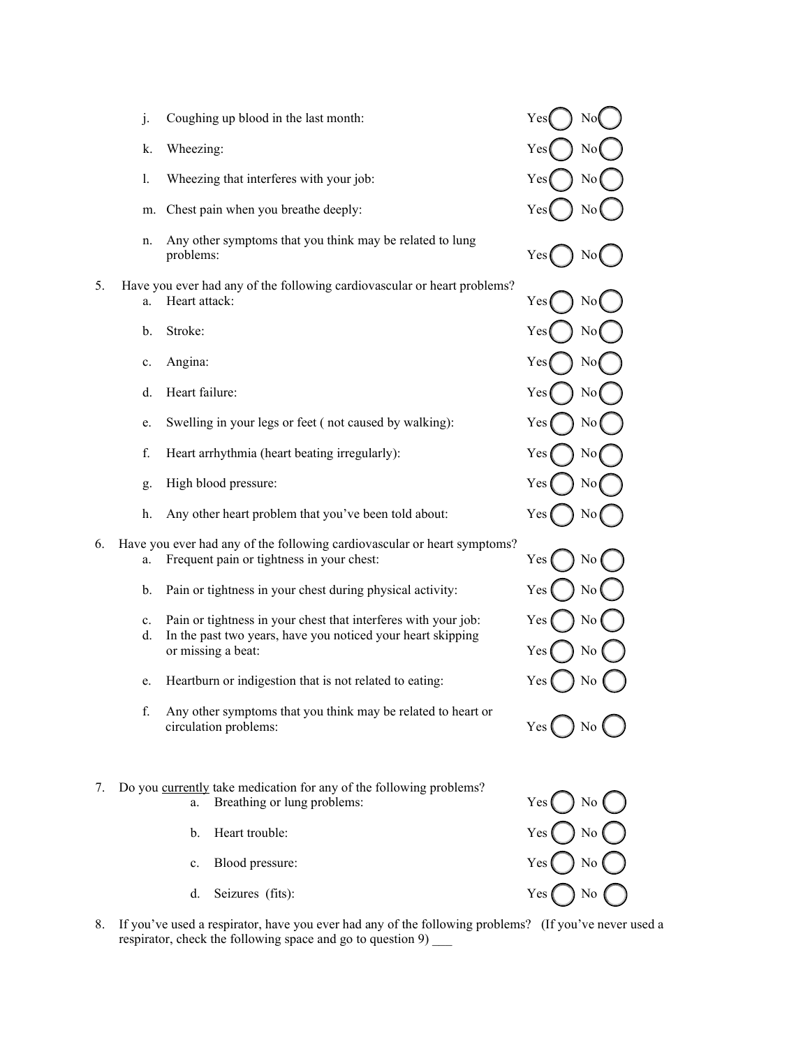j. Coughing up blood in the last month: Yes ◯ No ◯

k. Wheezing: Yes ◯ No ◯

l. Wheezing that interferes with your job: Yes ◯ No ◯

m. Chest pain when you breathe deeply: Yes ◯ No ◯

n. Any other symptoms that you think may be related to lung problems: Yes ◯ No ◯

5. Have you ever had any of the following cardiovascular or heart problems?

a. Heart attack: Yes ◯ No ◯

b. Stroke: Yes ◯ No ◯

c. Angina: Yes ◯ No ◯

d. Heart failure: Yes ◯ No ◯

e. Swelling in your legs or feet ( not caused by walking): Yes ◯ No ◯

f. Heart arrhythmia (heart beating irregularly): Yes ◯ No ◯

g. High blood pressure: Yes ◯ No ◯

h. Any other heart problem that you've been told about: Yes ◯ No ◯

6. Have you ever had any of the following cardiovascular or heart symptoms?

a. Frequent pain or tightness in your chest: Yes ◯ No ◯

b. Pain or tightness in your chest during physical activity: Yes ◯ No ◯

c. Pain or tightness in your chest that interferes with your job: Yes ◯ No ◯

d. In the past two years, have you noticed your heart skipping or missing a beat: Yes ◯ No ◯

e. Heartburn or indigestion that is not related to eating: Yes ◯ No ◯

f. Any other symptoms that you think may be related to heart or circulation problems: Yes ◯ No ◯

7. Do you currently take medication for any of the following problems?

a. Breathing or lung problems: Yes ◯ No ◯

b. Heart trouble: Yes ◯ No ◯

c. Blood pressure: Yes ◯ No ◯

d. Seizures (fits): Yes ◯ No ◯

8. If you've used a respirator, have you ever had any of the following problems? (If you've never used a respirator, check the following space and go to question 9) ___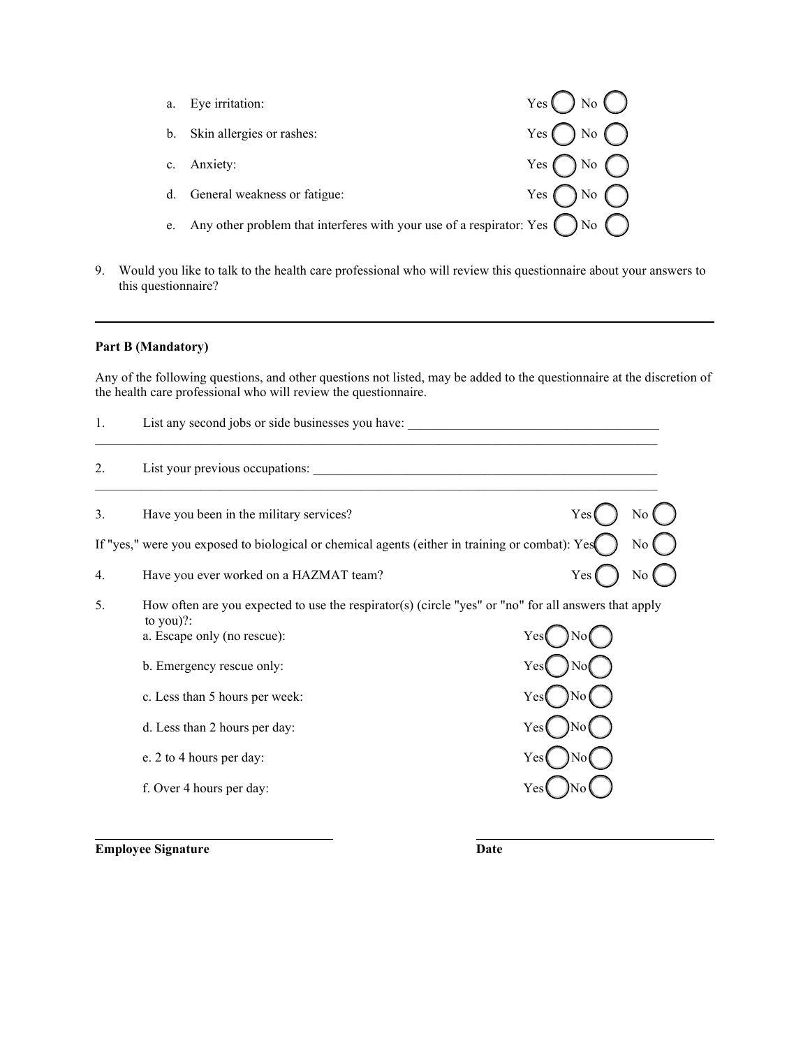a. Eye irritation: Yes ◯ No ◯

b. Skin allergies or rashes: Yes ◯ No ◯

c. Anxiety: Yes ◯ No ◯

d. General weakness or fatigue: Yes ◯ No ◯

e. Any other problem that interferes with your use of a respirator: Yes ◯ No ◯

9. Would you like to talk to the health care professional who will review this questionnaire about your answers to this questionnaire?

---

**Part B (Mandatory)**

Any of the following questions, and other questions not listed, may be added to the questionnaire at the discretion of the health care professional who will review the questionnaire.

1. List any second jobs or side businesses you have: ______________________________________

_________________________________________________________________________________

2. List your previous occupations: ______________________________________________________

_________________________________________________________________________________

3. Have you been in the military services? Yes ◯ No ◯

If "yes," were you exposed to biological or chemical agents (either in training or combat): Yes ◯ No ◯

4. Have you ever worked on a HAZMAT team? Yes ◯ No ◯

5. How often are you expected to use the respirator(s) (circle "yes" or "no" for all answers that apply to you)?:

a. Escape only (no rescue): Yes ◯ No ◯

b. Emergency rescue only: Yes ◯ No ◯

c. Less than 5 hours per week: Yes ◯ No ◯

d. Less than 2 hours per day: Yes ◯ No ◯

e. 2 to 4 hours per day: Yes ◯ No ◯

f. Over 4 hours per day: Yes ◯ No ◯

________________________________ ________________________________

**Employee Signature** **Date**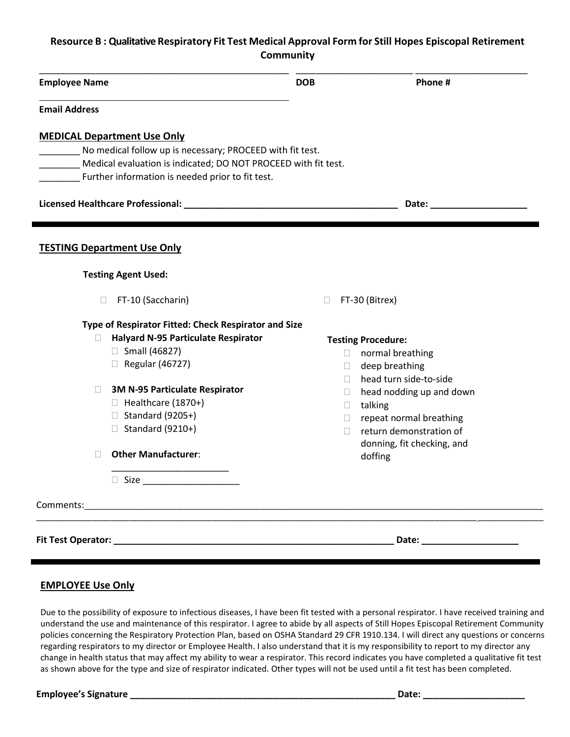## Resource B : Qualitative Respiratory Fit Test Medical Approval Form for Still Hopes Episcopal Retirement Community

**Employee Name** ______________________ **DOB** ______________________ **Phone #** ______________________

**Email Address** ______________________

### MEDICAL Department Use Only

________ No medical follow up is necessary; PROCEED with fit test.

________ Medical evaluation is indicated; DO NOT PROCEED with fit test.

________ Further information is needed prior to fit test.

**Licensed Healthcare Professional: ___________________________________________ Date: ___________________**

---

### TESTING Department Use Only

**Testing Agent Used:**

- ☐ FT-10 (Saccharin)
- ☐ FT-30 (Bitrex)

**Type of Respirator Fitted: Check Respirator and Size**

- ☐ **Halyard N-95 Particulate Respirator**
  - ☐ Small (46827)
  - ☐ Regular (46727)
- ☐ **3M N-95 Particulate Respirator**
  - ☐ Healthcare (1870+)
  - ☐ Standard (9205+)
  - ☐ Standard (9210+)
- ☐ **Other Manufacturer**: ______________________
  - ☐ Size ___________________

**Testing Procedure:**

- ☐ normal breathing
- ☐ deep breathing
- ☐ head turn side-to-side
- ☐ head nodding up and down
- ☐ talking
- ☐ repeat normal breathing
- ☐ return demonstration of donning, fit checking, and doffing

Comments:___________________________________________________________________________________________

_____________________________________________________________________________________________________

**Fit Test Operator: _________________________________________________________ Date: ___________________**

---

### EMPLOYEE Use Only

Due to the possibility of exposure to infectious diseases, I have been fit tested with a personal respirator. I have received training and understand the use and maintenance of this respirator. I agree to abide by all aspects of Still Hopes Episcopal Retirement Community policies concerning the Respiratory Protection Plan, based on OSHA Standard 29 CFR 1910.134. I will direct any questions or concerns regarding respirators to my director or Employee Health. I also understand that it is my responsibility to report to my director any change in health status that may affect my ability to wear a respirator. This record indicates you have completed a qualitative fit test as shown above for the type and size of respirator indicated. Other types will not be used until a fit test has been completed.

**Employee's Signature ______________________________________________________ Date: ___________________**